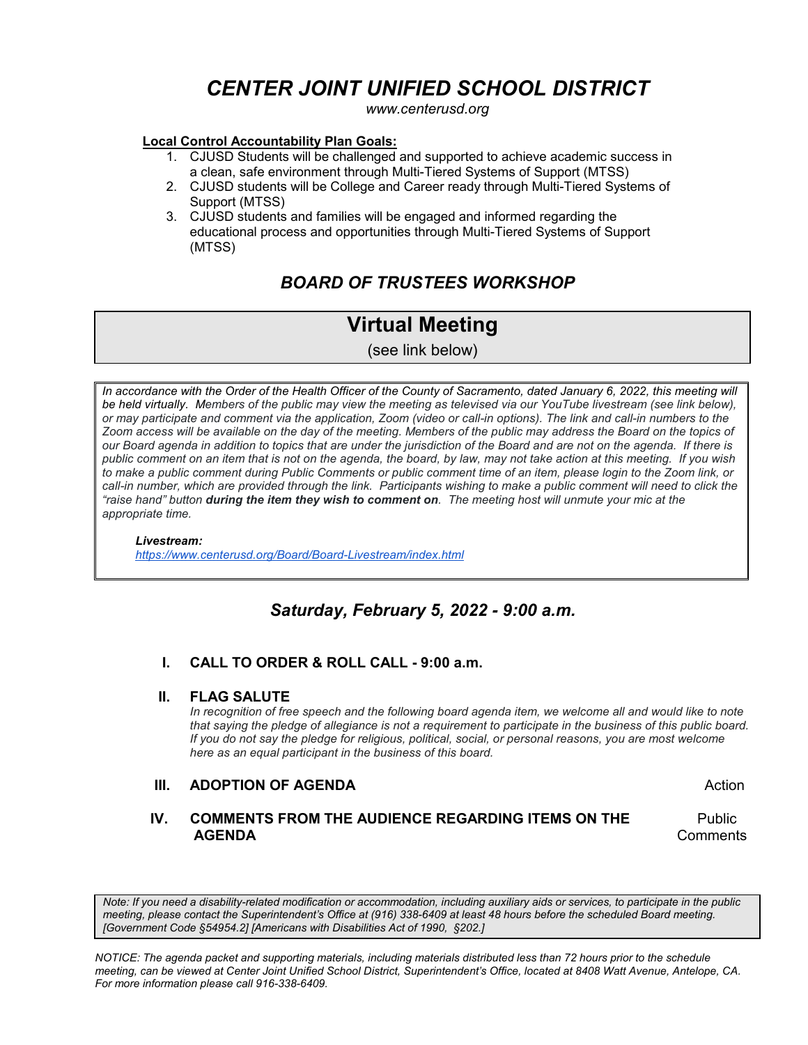# *CENTER JOINT UNIFIED SCHOOL DISTRICT*

*www.centerusd.org*

**Local Control Accountability Plan Goals:**

1. CJUSD Students will be challenged and supported to achieve academic success in a clean, safe environment through Multi-Tiered Systems of Support (MTSS)
2. CJUSD students will be College and Career ready through Multi-Tiered Systems of Support (MTSS)
3. CJUSD students and families will be engaged and informed regarding the educational process and opportunities through Multi-Tiered Systems of Support (MTSS)

## *BOARD OF TRUSTEES WORKSHOP*

## Virtual Meeting

(see link below)

*In accordance with the Order of the Health Officer of the County of Sacramento, dated January 6, 2022, this meeting will be held virtually. Members of the public may view the meeting as televised via our YouTube livestream (see link below), or may participate and comment via the application, Zoom (video or call-in options). The link and call-in numbers to the Zoom access will be available on the day of the meeting. Members of the public may address the Board on the topics of our Board agenda in addition to topics that are under the jurisdiction of the Board and are not on the agenda. If there is public comment on an item that is not on the agenda, the board, by law, may not take action at this meeting. If you wish to make a public comment during Public Comments or public comment time of an item, please login to the Zoom link, or call-in number, which are provided through the link. Participants wishing to make a public comment will need to click the "raise hand" button* ***during the item they wish to comment on****. The meeting host will unmute your mic at the appropriate time.*

***Livestream:***
*https://www.centerusd.org/Board/Board-Livestream/index.html*

### *Saturday, February 5, 2022 - 9:00 a.m.*

**I. CALL TO ORDER & ROLL CALL - 9:00 a.m.**

**II. FLAG SALUTE**

*In recognition of free speech and the following board agenda item, we welcome all and would like to note that saying the pledge of allegiance is not a requirement to participate in the business of this public board. If you do not say the pledge for religious, political, social, or personal reasons, you are most welcome here as an equal participant in the business of this board.*

**III. ADOPTION OF AGENDA** — Action

**IV. COMMENTS FROM THE AUDIENCE REGARDING ITEMS ON THE AGENDA** — Public Comments

*Note: If you need a disability-related modification or accommodation, including auxiliary aids or services, to participate in the public meeting, please contact the Superintendent's Office at (916) 338-6409 at least 48 hours before the scheduled Board meeting. [Government Code §54954.2] [Americans with Disabilities Act of 1990, §202.]*

*NOTICE: The agenda packet and supporting materials, including materials distributed less than 72 hours prior to the schedule meeting, can be viewed at Center Joint Unified School District, Superintendent's Office, located at 8408 Watt Avenue, Antelope, CA. For more information please call 916-338-6409.*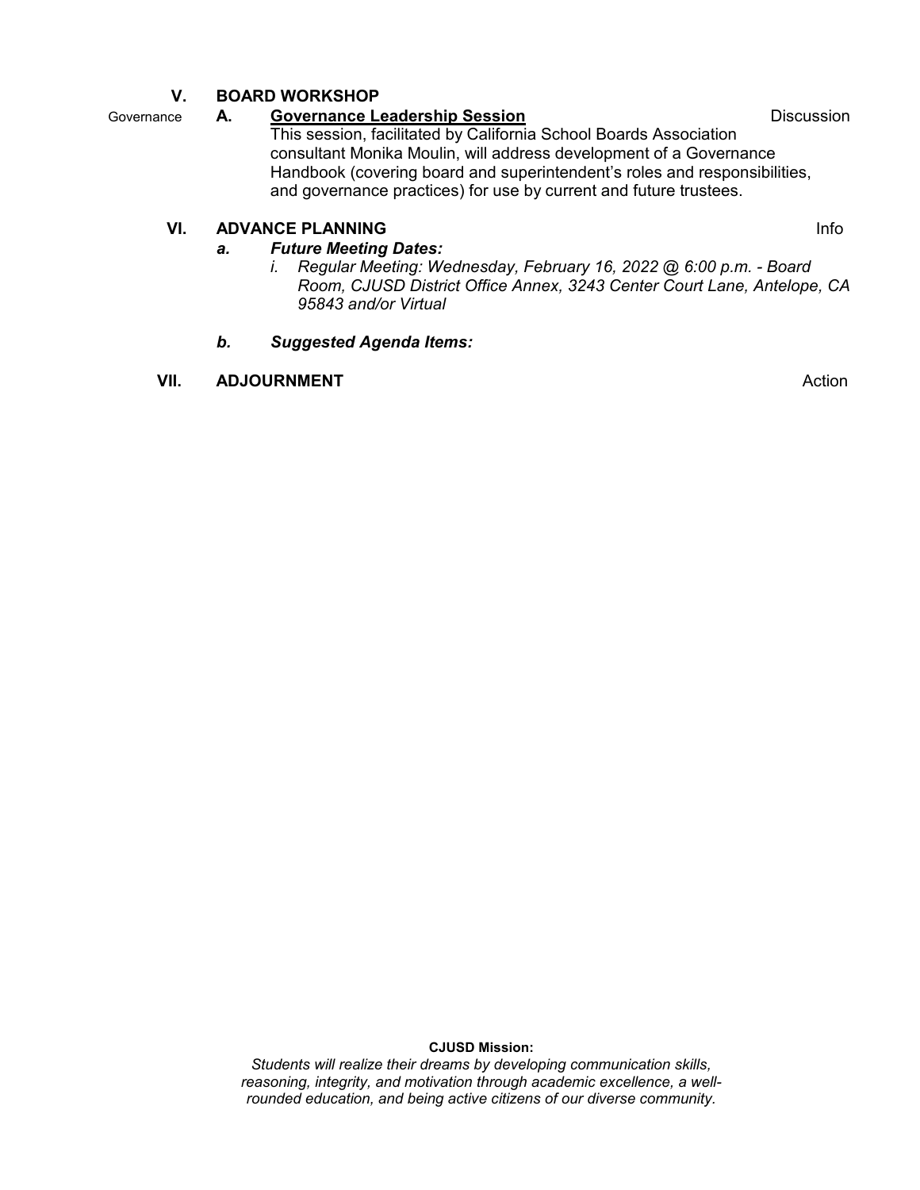## V. BOARD WORKSHOP

Governance **A. <u>Governance Leadership Session</u>** Discussion

This session, facilitated by California School Boards Association consultant Monika Moulin, will address development of a Governance Handbook (covering board and superintendent's roles and responsibilities, and governance practices) for use by current and future trustees.

## VI. ADVANCE PLANNING Info

***a. Future Meeting Dates:***

*i. Regular Meeting: Wednesday, February 16, 2022 @ 6:00 p.m. - Board Room, CJUSD District Office Annex, 3243 Center Court Lane, Antelope, CA 95843 and/or Virtual*

***b. Suggested Agenda Items:***

## VII. ADJOURNMENT Action

**CJUSD Mission:**

*Students will realize their dreams by developing communication skills, reasoning, integrity, and motivation through academic excellence, a well-rounded education, and being active citizens of our diverse community.*